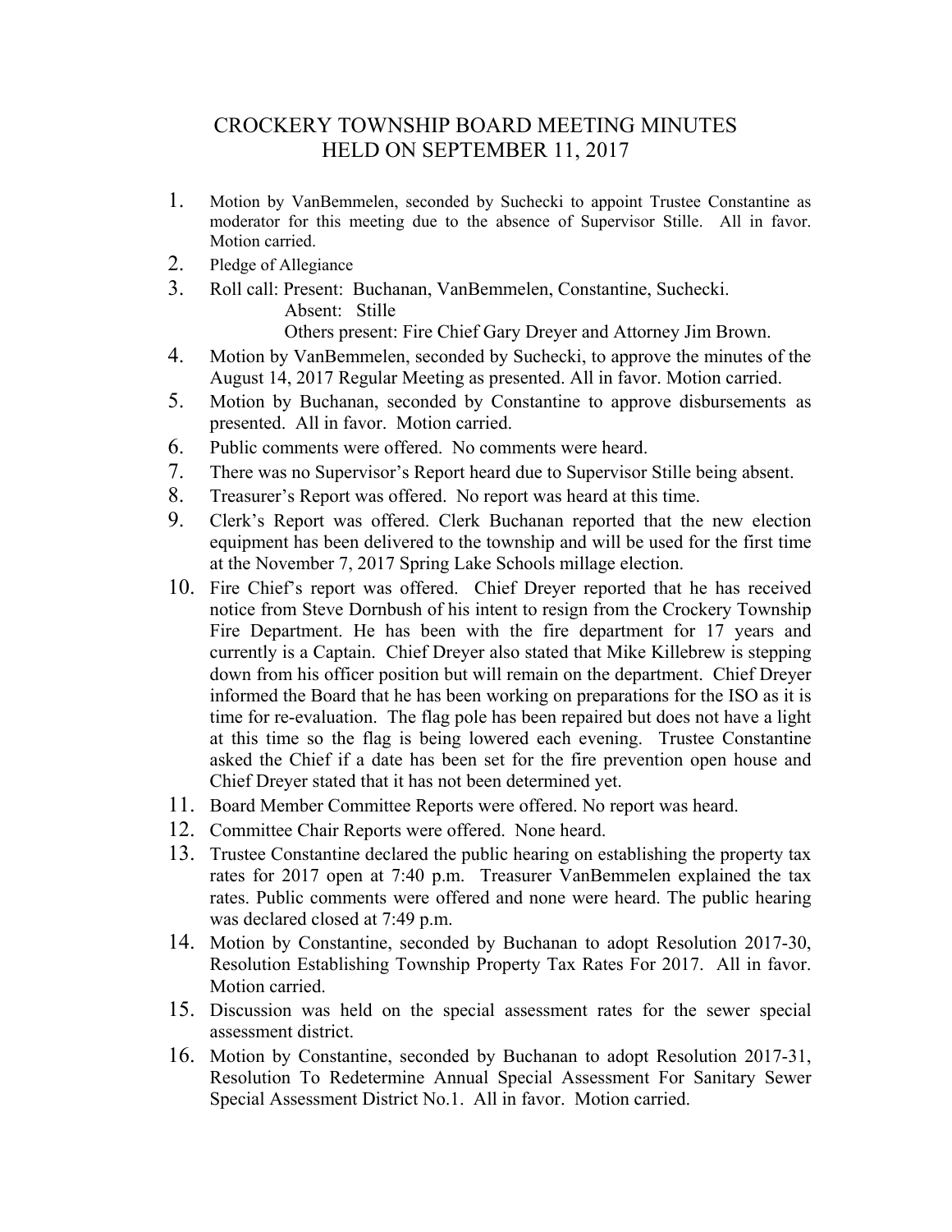# CROCKERY TOWNSHIP BOARD MEETING MINUTES
# HELD ON SEPTEMBER 11, 2017

1. Motion by VanBemmelen, seconded by Suchecki to appoint Trustee Constantine as moderator for this meeting due to the absence of Supervisor Stille. All in favor. Motion carried.
2. Pledge of Allegiance
3. Roll call: Present: Buchanan, VanBemmelen, Constantine, Suchecki.
   Absent: Stille
   Others present: Fire Chief Gary Dreyer and Attorney Jim Brown.
4. Motion by VanBemmelen, seconded by Suchecki, to approve the minutes of the August 14, 2017 Regular Meeting as presented. All in favor. Motion carried.
5. Motion by Buchanan, seconded by Constantine to approve disbursements as presented. All in favor. Motion carried.
6. Public comments were offered. No comments were heard.
7. There was no Supervisor's Report heard due to Supervisor Stille being absent.
8. Treasurer's Report was offered. No report was heard at this time.
9. Clerk's Report was offered. Clerk Buchanan reported that the new election equipment has been delivered to the township and will be used for the first time at the November 7, 2017 Spring Lake Schools millage election.
10. Fire Chief's report was offered. Chief Dreyer reported that he has received notice from Steve Dornbush of his intent to resign from the Crockery Township Fire Department. He has been with the fire department for 17 years and currently is a Captain. Chief Dreyer also stated that Mike Killebrew is stepping down from his officer position but will remain on the department. Chief Dreyer informed the Board that he has been working on preparations for the ISO as it is time for re-evaluation. The flag pole has been repaired but does not have a light at this time so the flag is being lowered each evening. Trustee Constantine asked the Chief if a date has been set for the fire prevention open house and Chief Dreyer stated that it has not been determined yet.
11. Board Member Committee Reports were offered. No report was heard.
12. Committee Chair Reports were offered. None heard.
13. Trustee Constantine declared the public hearing on establishing the property tax rates for 2017 open at 7:40 p.m. Treasurer VanBemmelen explained the tax rates. Public comments were offered and none were heard. The public hearing was declared closed at 7:49 p.m.
14. Motion by Constantine, seconded by Buchanan to adopt Resolution 2017-30, Resolution Establishing Township Property Tax Rates For 2017. All in favor. Motion carried.
15. Discussion was held on the special assessment rates for the sewer special assessment district.
16. Motion by Constantine, seconded by Buchanan to adopt Resolution 2017-31, Resolution To Redetermine Annual Special Assessment For Sanitary Sewer Special Assessment District No.1. All in favor. Motion carried.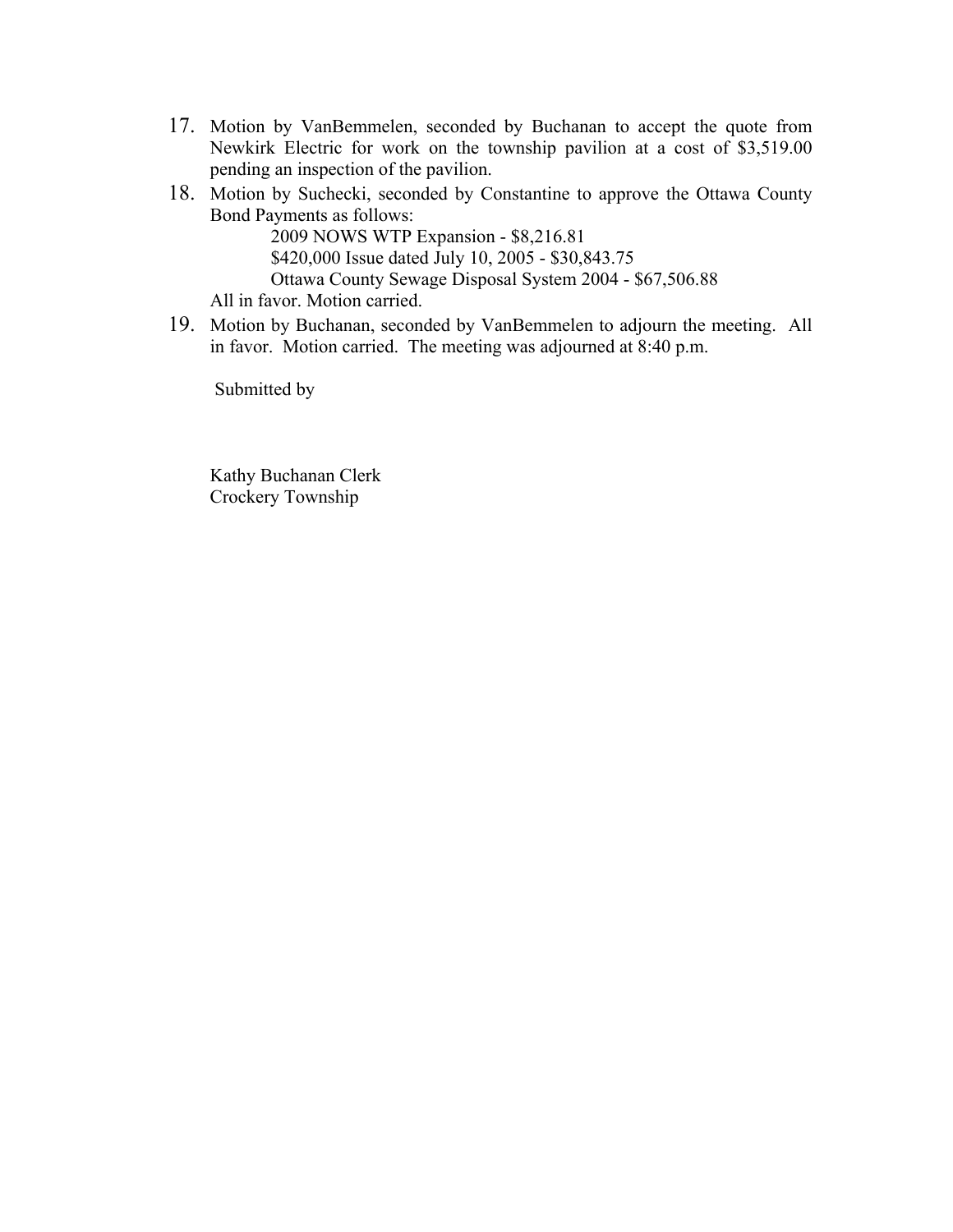17. Motion by VanBemmelen, seconded by Buchanan to accept the quote from Newkirk Electric for work on the township pavilion at a cost of $3,519.00 pending an inspection of the pavilion.
18. Motion by Suchecki, seconded by Constantine to approve the Ottawa County Bond Payments as follows:
    - 2009 NOWS WTP Expansion - $8,216.81
    - $420,000 Issue dated July 10, 2005 - $30,843.75
    - Ottawa County Sewage Disposal System 2004 - $67,506.88

    All in favor. Motion carried.
19. Motion by Buchanan, seconded by VanBemmelen to adjourn the meeting. All in favor. Motion carried. The meeting was adjourned at 8:40 p.m.

Submitted by

Kathy Buchanan Clerk
Crockery Township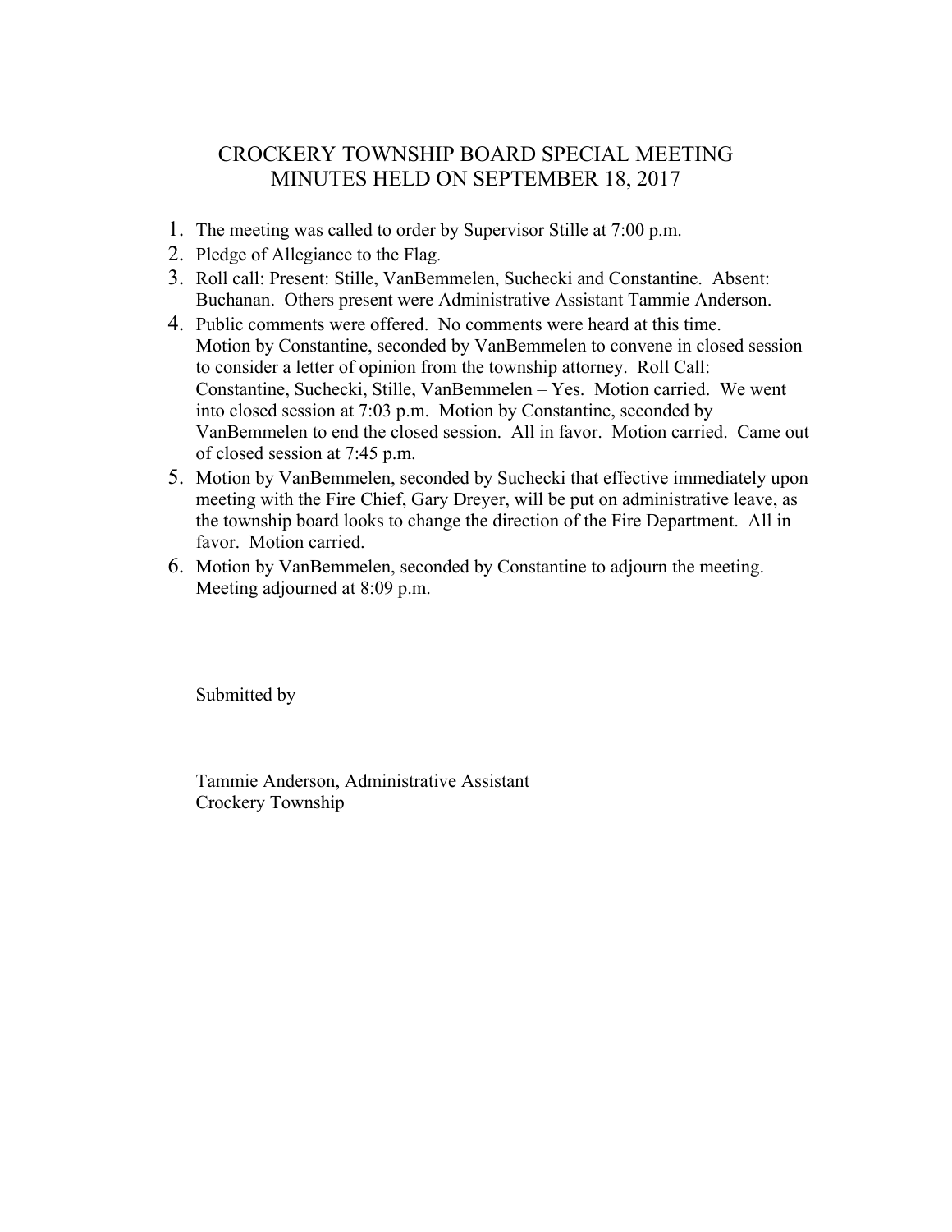# CROCKERY TOWNSHIP BOARD SPECIAL MEETING
# MINUTES HELD ON SEPTEMBER 18, 2017

1. The meeting was called to order by Supervisor Stille at 7:00 p.m.
2. Pledge of Allegiance to the Flag.
3. Roll call: Present: Stille, VanBemmelen, Suchecki and Constantine. Absent: Buchanan. Others present were Administrative Assistant Tammie Anderson.
4. Public comments were offered. No comments were heard at this time.
   Motion by Constantine, seconded by VanBemmelen to convene in closed session to consider a letter of opinion from the township attorney. Roll Call: Constantine, Suchecki, Stille, VanBemmelen – Yes. Motion carried. We went into closed session at 7:03 p.m. Motion by Constantine, seconded by VanBemmelen to end the closed session. All in favor. Motion carried. Came out of closed session at 7:45 p.m.
5. Motion by VanBemmelen, seconded by Suchecki that effective immediately upon meeting with the Fire Chief, Gary Dreyer, will be put on administrative leave, as the township board looks to change the direction of the Fire Department. All in favor. Motion carried.
6. Motion by VanBemmelen, seconded by Constantine to adjourn the meeting. Meeting adjourned at 8:09 p.m.

Submitted by

Tammie Anderson, Administrative Assistant
Crockery Township